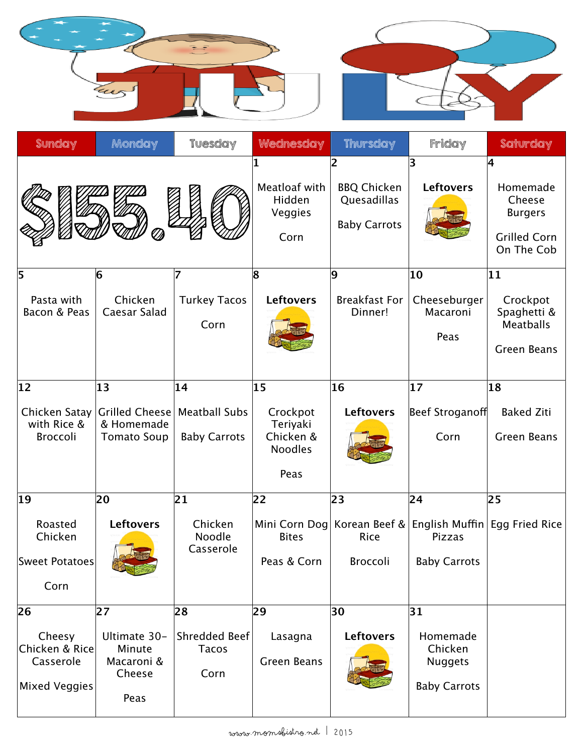# JULY

| Sunday | Monday | Tuesday | Wednesday | Thursday | Friday | Saturday |
|---|---|---|---|---|---|---|
| **$155.40** | | | **1**<br>Meatloaf with Hidden Veggies<br><br>Corn | **2**<br>BBQ Chicken Quesadillas<br><br>Baby Carrots | **3**<br>**Leftovers** | **4**<br>Homemade Cheese Burgers<br><br>Grilled Corn On The Cob |
| **5**<br>Pasta with Bacon & Peas | **6**<br>Chicken Caesar Salad | **7**<br>Turkey Tacos<br><br>Corn | **8**<br>**Leftovers** | **9**<br>Breakfast For Dinner! | **10**<br>Cheeseburger Macaroni<br><br>Peas | **11**<br>Crockpot Spaghetti & Meatballs<br><br>Green Beans |
| **12**<br>Chicken Satay with Rice & Broccoli | **13**<br>Grilled Cheese & Homemade Tomato Soup | **14**<br>Meatball Subs<br><br>Baby Carrots | **15**<br>Crockpot Teriyaki Chicken & Noodles<br><br>Peas | **16**<br>**Leftovers** | **17**<br>Beef Stroganoff<br><br>Corn | **18**<br>Baked Ziti<br><br>Green Beans |
| **19**<br>Roasted Chicken<br><br>Sweet Potatoes<br><br>Corn | **20**<br>**Leftovers** | **21**<br>Chicken Noodle Casserole | **22**<br>Mini Corn Dog Bites<br><br>Peas & Corn | **23**<br>Korean Beef & Rice<br><br>Broccoli | **24**<br>English Muffin Pizzas<br><br>Baby Carrots | **25**<br>Egg Fried Rice |
| **26**<br>Cheesy Chicken & Rice Casserole<br><br>Mixed Veggies | **27**<br>Ultimate 30-Minute Macaroni & Cheese<br><br>Peas | **28**<br>Shredded Beef Tacos<br><br>Corn | **29**<br>Lasagna<br><br>Green Beans | **30**<br>**Leftovers** | **31**<br>Homemade Chicken Nuggets<br><br>Baby Carrots | |

www.momsbistro.net | 2015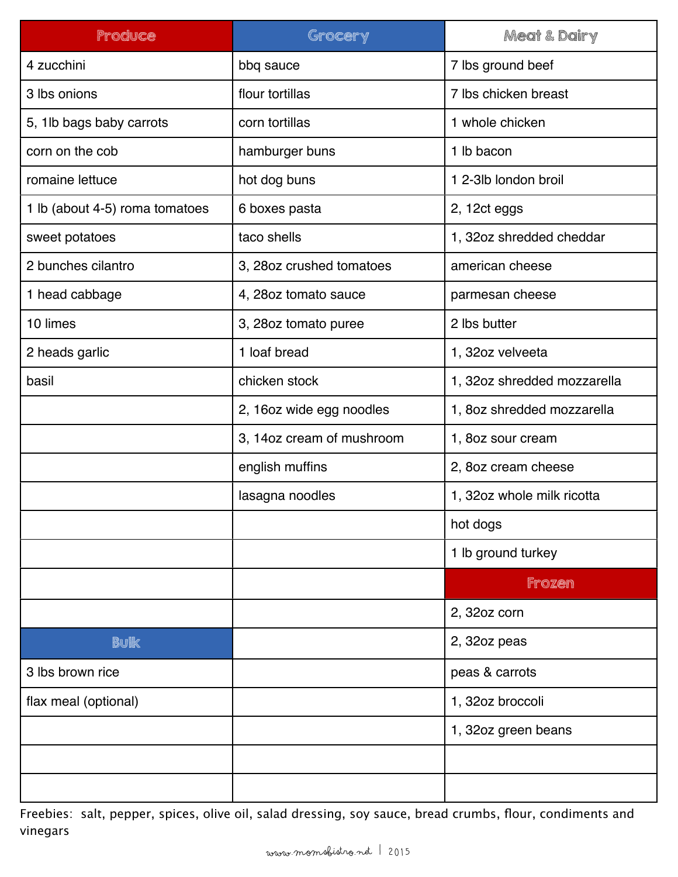| Produce | Grocery | Meat & Dairy |
|---|---|---|
| 4 zucchini | bbq sauce | 7 lbs ground beef |
| 3 lbs onions | flour tortillas | 7 lbs chicken breast |
| 5, 1lb bags baby carrots | corn tortillas | 1 whole chicken |
| corn on the cob | hamburger buns | 1 lb bacon |
| romaine lettuce | hot dog buns | 1 2-3lb london broil |
| 1 lb (about 4-5) roma tomatoes | 6 boxes pasta | 2, 12ct eggs |
| sweet potatoes | taco shells | 1, 32oz shredded cheddar |
| 2 bunches cilantro | 3, 28oz crushed tomatoes | american cheese |
| 1 head cabbage | 4, 28oz tomato sauce | parmesan cheese |
| 10 limes | 3, 28oz tomato puree | 2 lbs butter |
| 2 heads garlic | 1 loaf bread | 1, 32oz velveeta |
| basil | chicken stock | 1, 32oz shredded mozzarella |
| | 2, 16oz wide egg noodles | 1, 8oz shredded mozzarella |
| | 3, 14oz cream of mushroom | 1, 8oz sour cream |
| | english muffins | 2, 8oz cream cheese |
| | lasagna noodles | 1, 32oz whole milk ricotta |
| | | hot dogs |
| | | 1 lb ground turkey |
| | | **Frozen** |
| | | 2, 32oz corn |
| **Bulk** | | 2, 32oz peas |
| 3 lbs brown rice | | peas & carrots |
| flax meal (optional) | | 1, 32oz broccoli |
| | | 1, 32oz green beans |
| | | |
| | | |

Freebies: salt, pepper, spices, olive oil, salad dressing, soy sauce, bread crumbs, flour, condiments and vinegars

www.momsbistro.net | 2015